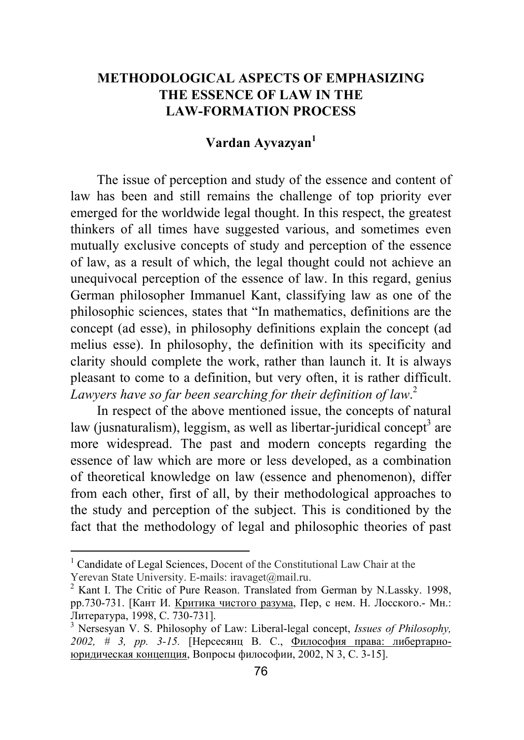# METHODOLOGICAL ASPECTS OF EMPHASIZING THE ESSENCE OF LAW IN THE LAW-FORMATION PROCESS

**Vardan Ayvazyan[1]**

The issue of perception and study of the essence and content of law has been and still remains the challenge of top priority ever emerged for the worldwide legal thought. In this respect, the greatest thinkers of all times have suggested various, and sometimes even mutually exclusive concepts of study and perception of the essence of law, as a result of which, the legal thought could not achieve an unequivocal perception of the essence of law. In this regard, genius German philosopher Immanuel Kant, classifying law as one of the philosophic sciences, states that "In mathematics, definitions are the concept (ad esse), in philosophy definitions explain the concept (ad melius esse). In philosophy, the definition with its specificity and clarity should complete the work, rather than launch it. It is always pleasant to come to a definition, but very often, it is rather difficult. *Lawyers have so far been searching for their definition of law*.[2]

In respect of the above mentioned issue, the concepts of natural law (jusnaturalism), leggism, as well as libertar-juridical concept[3] are more widespread. The past and modern concepts regarding the essence of law which are more or less developed, as a combination of theoretical knowledge on law (essence and phenomenon), differ from each other, first of all, by their methodological approaches to the study and perception of the subject. This is conditioned by the fact that the methodology of legal and philosophic theories of past

---

[1] Candidate of Legal Sciences, Docent of the Constitutional Law Chair at the Yerevan State University. E-mails: iravaget@mail.ru.

[2] Kant I. The Critic of Pure Reason. Translated from German by N.Lassky. 1998, pp.730-731. [Кант И. Критика чистого разума, Пер, с нем. Н. Лосского.- Мн.: Литература, 1998, С. 730-731].

[3] Nersesyan V. S. Philosophy of Law: Liberal-legal concept, *Issues of Philosophy, 2002, # 3, pp. 3-15.* [Нерсесянц В. С., Философия права: либертарно-юридическая концепция, Вопросы философии, 2002, N 3, С. 3-15].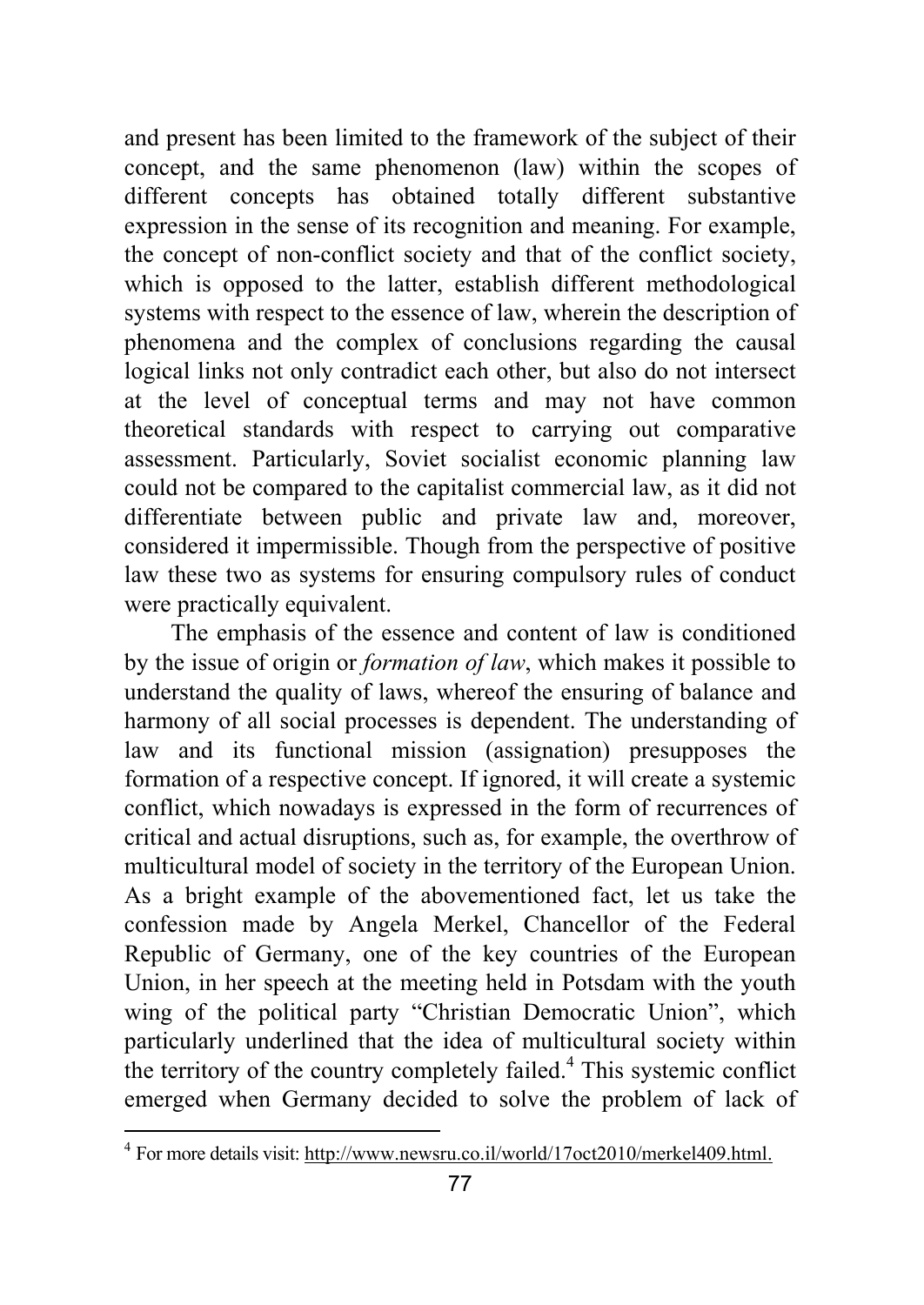and present has been limited to the framework of the subject of their concept, and the same phenomenon (law) within the scopes of different concepts has obtained totally different substantive expression in the sense of its recognition and meaning. For example, the concept of non-conflict society and that of the conflict society, which is opposed to the latter, establish different methodological systems with respect to the essence of law, wherein the description of phenomena and the complex of conclusions regarding the causal logical links not only contradict each other, but also do not intersect at the level of conceptual terms and may not have common theoretical standards with respect to carrying out comparative assessment. Particularly, Soviet socialist economic planning law could not be compared to the capitalist commercial law, as it did not differentiate between public and private law and, moreover, considered it impermissible. Though from the perspective of positive law these two as systems for ensuring compulsory rules of conduct were practically equivalent.

The emphasis of the essence and content of law is conditioned by the issue of origin or *formation of law*, which makes it possible to understand the quality of laws, whereof the ensuring of balance and harmony of all social processes is dependent. The understanding of law and its functional mission (assignation) presupposes the formation of a respective concept. If ignored, it will create a systemic conflict, which nowadays is expressed in the form of recurrences of critical and actual disruptions, such as, for example, the overthrow of multicultural model of society in the territory of the European Union. As a bright example of the abovementioned fact, let us take the confession made by Angela Merkel, Chancellor of the Federal Republic of Germany, one of the key countries of the European Union, in her speech at the meeting held in Potsdam with the youth wing of the political party "Christian Democratic Union", which particularly underlined that the idea of multicultural society within the territory of the country completely failed.[4] This systemic conflict emerged when Germany decided to solve the problem of lack of

[4] For more details visit: http://www.newsru.co.il/world/17oct2010/merkel409.html.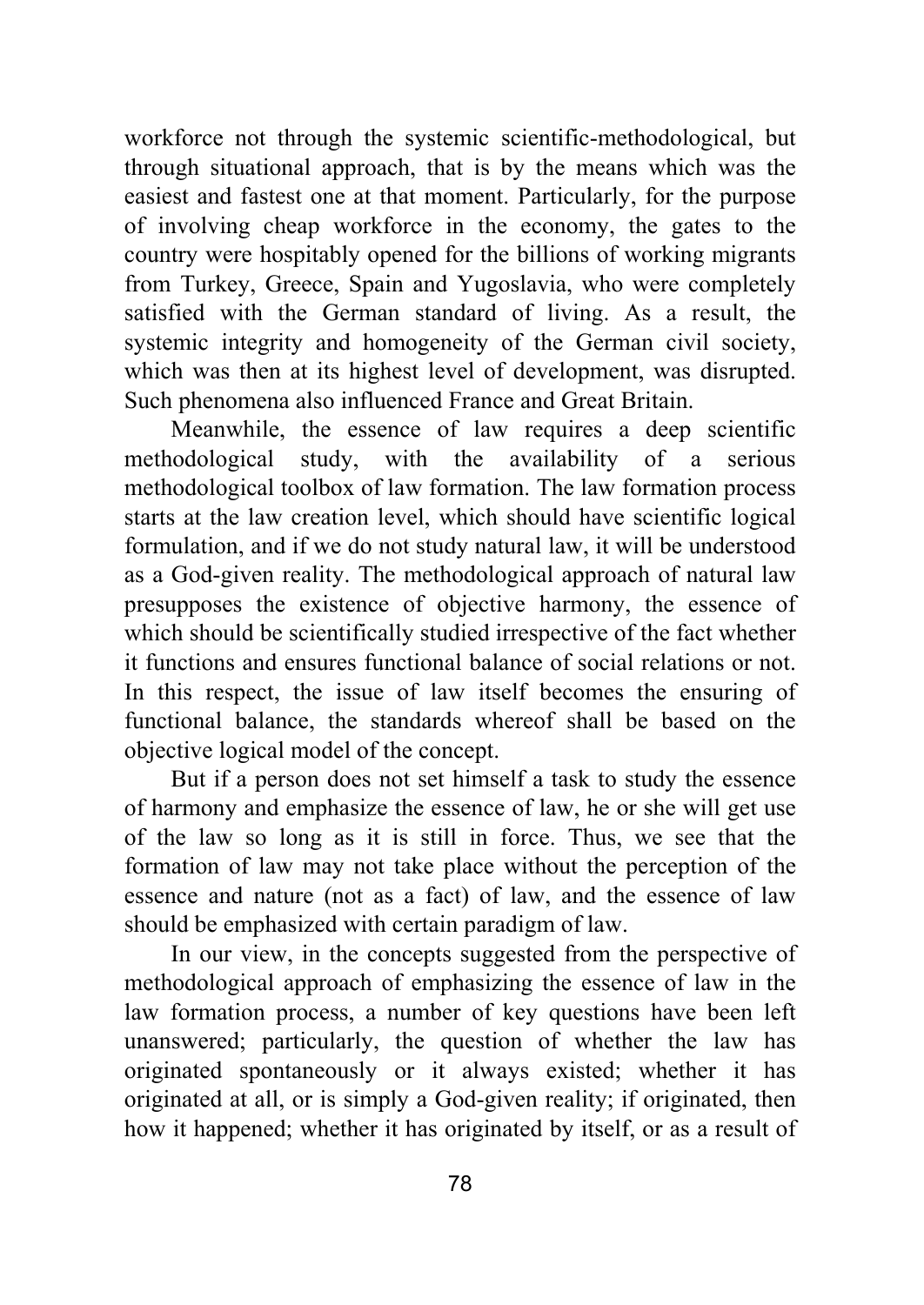workforce not through the systemic scientific-methodological, but through situational approach, that is by the means which was the easiest and fastest one at that moment. Particularly, for the purpose of involving cheap workforce in the economy, the gates to the country were hospitably opened for the billions of working migrants from Turkey, Greece, Spain and Yugoslavia, who were completely satisfied with the German standard of living. As a result, the systemic integrity and homogeneity of the German civil society, which was then at its highest level of development, was disrupted. Such phenomena also influenced France and Great Britain.

Meanwhile, the essence of law requires a deep scientific methodological study, with the availability of a serious methodological toolbox of law formation. The law formation process starts at the law creation level, which should have scientific logical formulation, and if we do not study natural law, it will be understood as a God-given reality. The methodological approach of natural law presupposes the existence of objective harmony, the essence of which should be scientifically studied irrespective of the fact whether it functions and ensures functional balance of social relations or not. In this respect, the issue of law itself becomes the ensuring of functional balance, the standards whereof shall be based on the objective logical model of the concept.

But if a person does not set himself a task to study the essence of harmony and emphasize the essence of law, he or she will get use of the law so long as it is still in force. Thus, we see that the formation of law may not take place without the perception of the essence and nature (not as a fact) of law, and the essence of law should be emphasized with certain paradigm of law.

In our view, in the concepts suggested from the perspective of methodological approach of emphasizing the essence of law in the law formation process, a number of key questions have been left unanswered; particularly, the question of whether the law has originated spontaneously or it always existed; whether it has originated at all, or is simply a God-given reality; if originated, then how it happened; whether it has originated by itself, or as a result of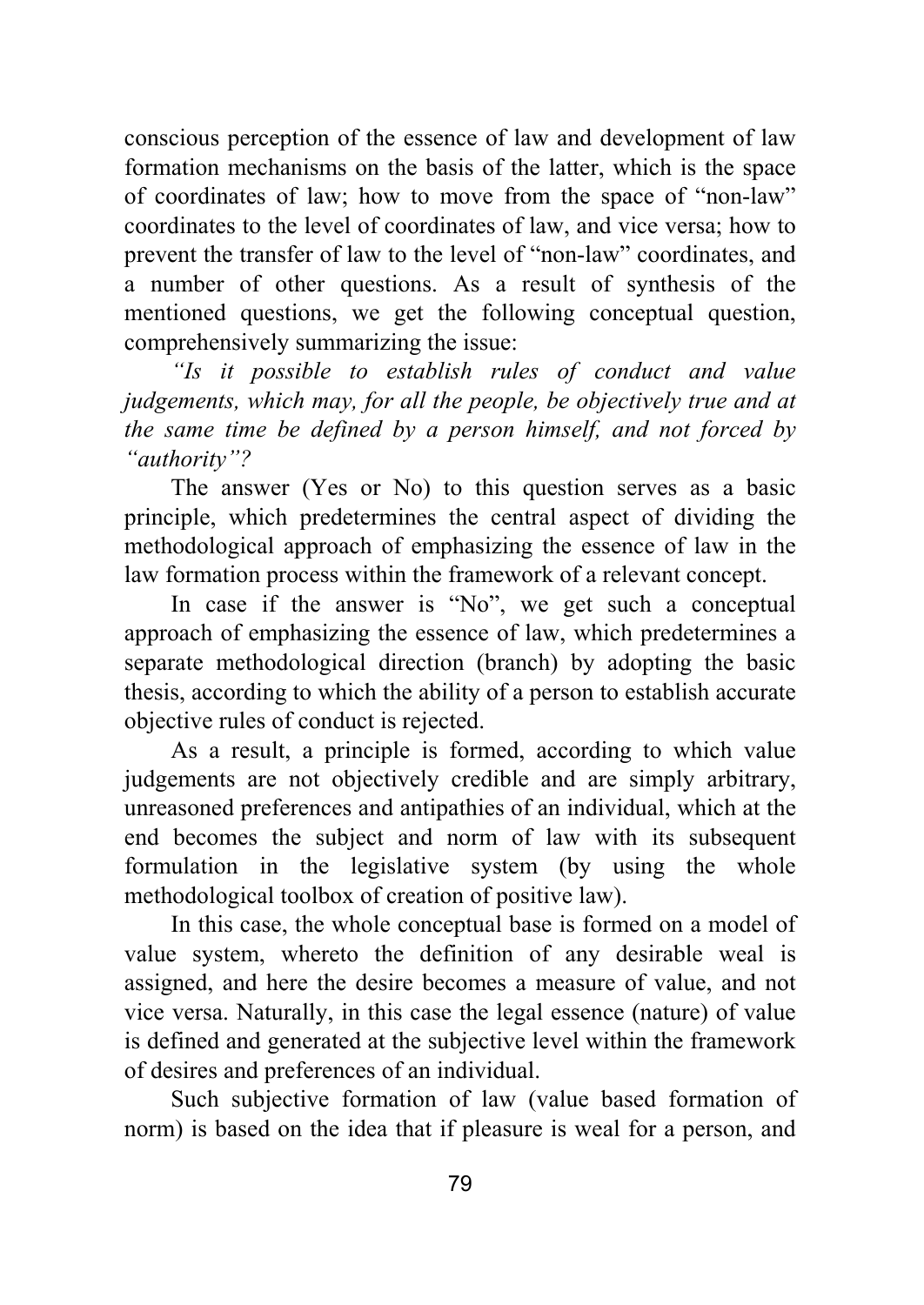conscious perception of the essence of law and development of law formation mechanisms on the basis of the latter, which is the space of coordinates of law; how to move from the space of "non-law" coordinates to the level of coordinates of law, and vice versa; how to prevent the transfer of law to the level of "non-law" coordinates, and a number of other questions. As a result of synthesis of the mentioned questions, we get the following conceptual question, comprehensively summarizing the issue:

*"Is it possible to establish rules of conduct and value judgements, which may, for all the people, be objectively true and at the same time be defined by a person himself, and not forced by "authority"?*

The answer (Yes or No) to this question serves as a basic principle, which predetermines the central aspect of dividing the methodological approach of emphasizing the essence of law in the law formation process within the framework of a relevant concept.

In case if the answer is "No", we get such a conceptual approach of emphasizing the essence of law, which predetermines a separate methodological direction (branch) by adopting the basic thesis, according to which the ability of a person to establish accurate objective rules of conduct is rejected.

As a result, a principle is formed, according to which value judgements are not objectively credible and are simply arbitrary, unreasoned preferences and antipathies of an individual, which at the end becomes the subject and norm of law with its subsequent formulation in the legislative system (by using the whole methodological toolbox of creation of positive law).

In this case, the whole conceptual base is formed on a model of value system, whereto the definition of any desirable weal is assigned, and here the desire becomes a measure of value, and not vice versa. Naturally, in this case the legal essence (nature) of value is defined and generated at the subjective level within the framework of desires and preferences of an individual.

Such subjective formation of law (value based formation of norm) is based on the idea that if pleasure is weal for a person, and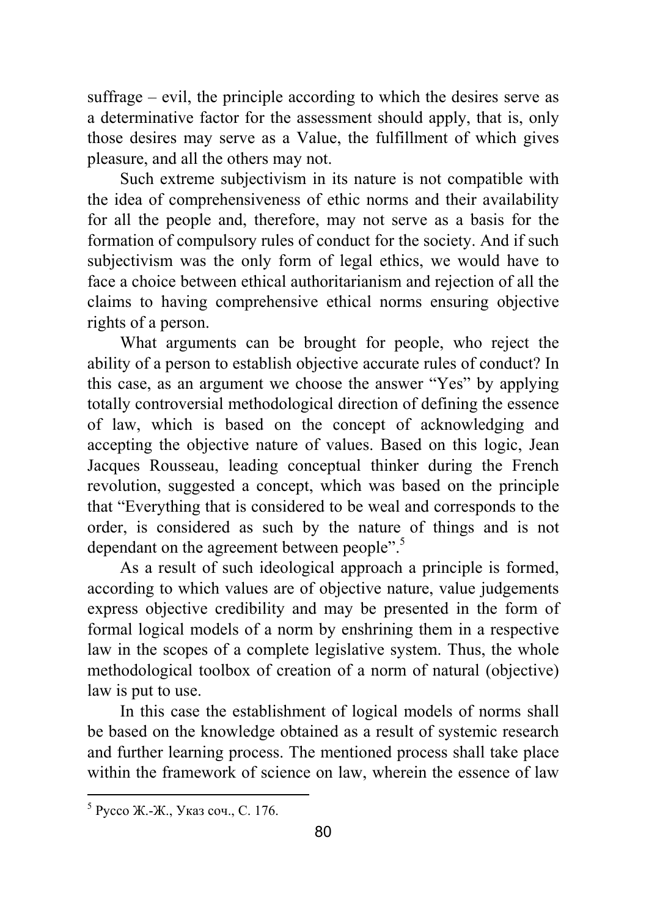suffrage – evil, the principle according to which the desires serve as a determinative factor for the assessment should apply, that is, only those desires may serve as a Value, the fulfillment of which gives pleasure, and all the others may not.

Such extreme subjectivism in its nature is not compatible with the idea of comprehensiveness of ethic norms and their availability for all the people and, therefore, may not serve as a basis for the formation of compulsory rules of conduct for the society. And if such subjectivism was the only form of legal ethics, we would have to face a choice between ethical authoritarianism and rejection of all the claims to having comprehensive ethical norms ensuring objective rights of a person.

What arguments can be brought for people, who reject the ability of a person to establish objective accurate rules of conduct? In this case, as an argument we choose the answer "Yes" by applying totally controversial methodological direction of defining the essence of law, which is based on the concept of acknowledging and accepting the objective nature of values. Based on this logic, Jean Jacques Rousseau, leading conceptual thinker during the French revolution, suggested a concept, which was based on the principle that "Everything that is considered to be weal and corresponds to the order, is considered as such by the nature of things and is not dependant on the agreement between people".[5]

As a result of such ideological approach a principle is formed, according to which values are of objective nature, value judgements express objective credibility and may be presented in the form of formal logical models of a norm by enshrining them in a respective law in the scopes of a complete legislative system. Thus, the whole methodological toolbox of creation of a norm of natural (objective) law is put to use.

In this case the establishment of logical models of norms shall be based on the knowledge obtained as a result of systemic research and further learning process. The mentioned process shall take place within the framework of science on law, wherein the essence of law

---

[5] Руссо Ж.-Ж., Указ соч., С. 176.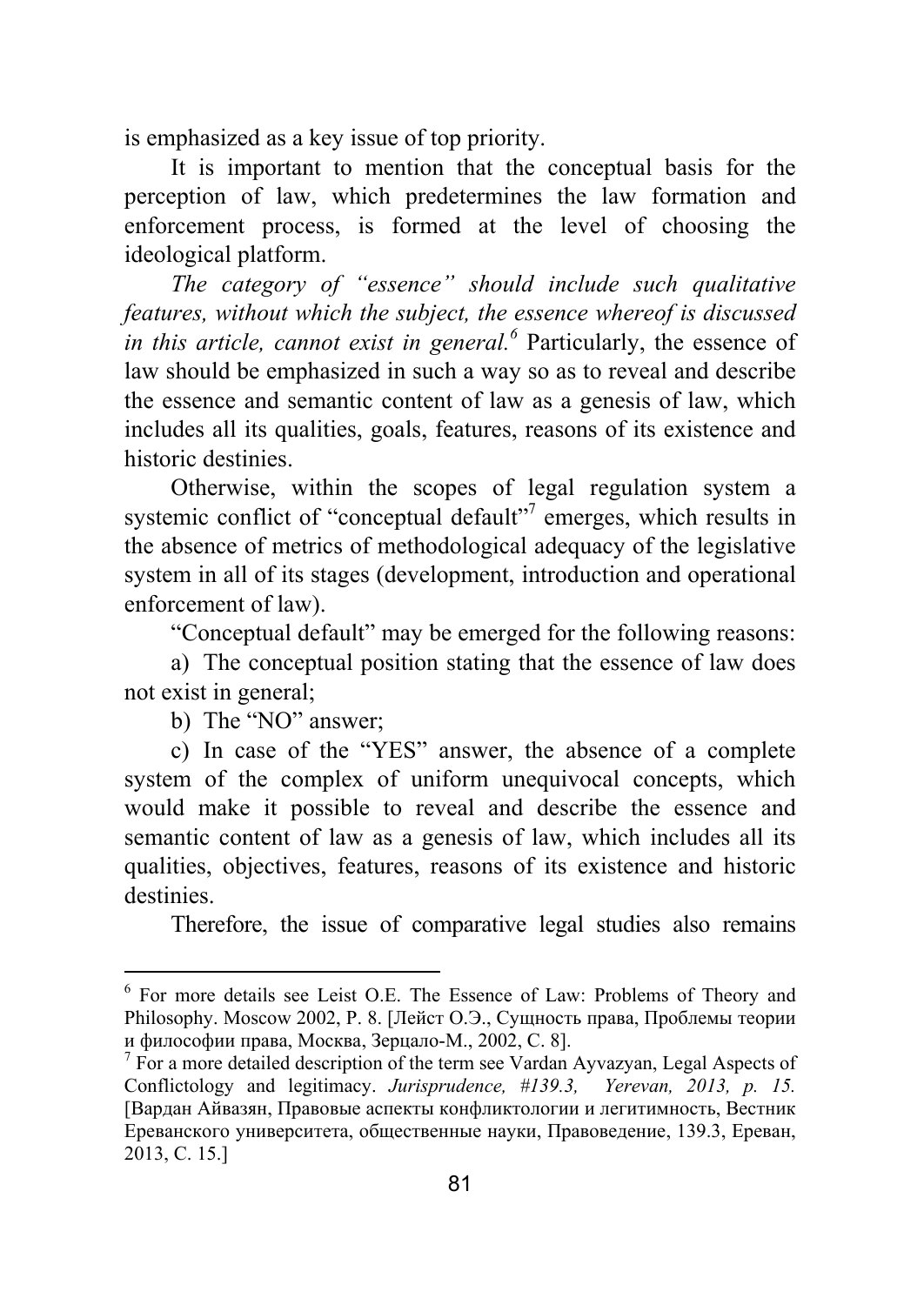is emphasized as a key issue of top priority.

It is important to mention that the conceptual basis for the perception of law, which predetermines the law formation and enforcement process, is formed at the level of choosing the ideological platform.

*The category of "essence" should include such qualitative features, without which the subject, the essence whereof is discussed in this article, cannot exist in general.*[6] Particularly, the essence of law should be emphasized in such a way so as to reveal and describe the essence and semantic content of law as a genesis of law, which includes all its qualities, goals, features, reasons of its existence and historic destinies.

Otherwise, within the scopes of legal regulation system a systemic conflict of "conceptual default"[7] emerges, which results in the absence of metrics of methodological adequacy of the legislative system in all of its stages (development, introduction and operational enforcement of law).

"Conceptual default" may be emerged for the following reasons:

a) The conceptual position stating that the essence of law does not exist in general;

b) The "NO" answer;

c) In case of the "YES" answer, the absence of a complete system of the complex of uniform unequivocal concepts, which would make it possible to reveal and describe the essence and semantic content of law as a genesis of law, which includes all its qualities, objectives, features, reasons of its existence and historic destinies.

Therefore, the issue of comparative legal studies also remains

---

[6] For more details see Leist O.E. The Essence of Law: Problems of Theory and Philosophy. Moscow 2002, P. 8. [Лейст О.Э., Сущность права, Проблемы теории и философии права, Москва, Зерцало-М., 2002, С. 8].

[7] For a more detailed description of the term see Vardan Ayvazyan, Legal Aspects of Conflictology and legitimacy. *Jurisprudence, #139.3, Yerevan, 2013, p. 15.* [Вардан Айвазян, Правовые аспекты конфликтологии и легитимность, Вестник Ереванского университета, общественные науки, Правоведение, 139.3, Ереван, 2013, С. 15.]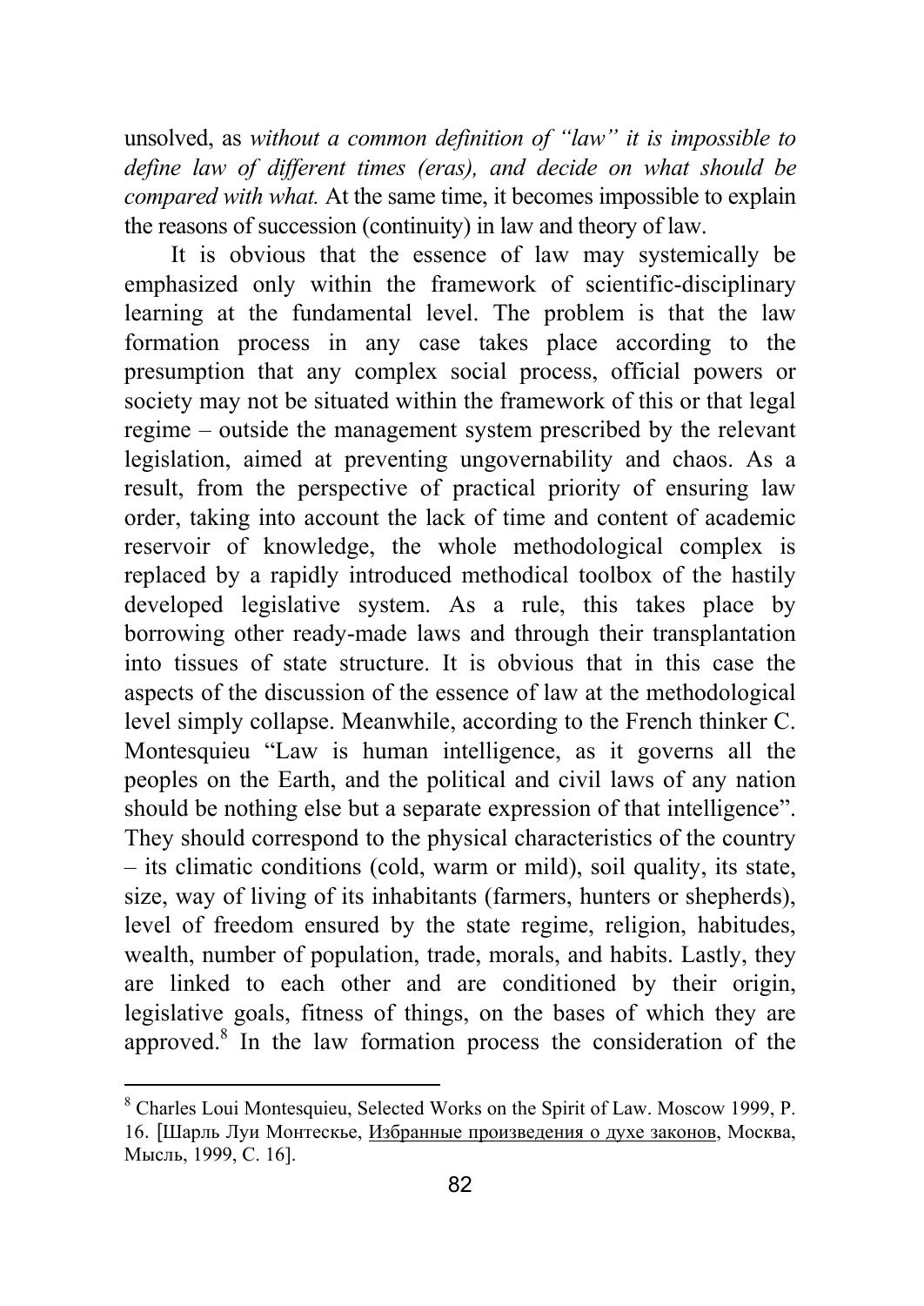unsolved, as *without a common definition of "law" it is impossible to define law of different times (eras), and decide on what should be compared with what.* At the same time, it becomes impossible to explain the reasons of succession (continuity) in law and theory of law.

It is obvious that the essence of law may systemically be emphasized only within the framework of scientific-disciplinary learning at the fundamental level. The problem is that the law formation process in any case takes place according to the presumption that any complex social process, official powers or society may not be situated within the framework of this or that legal regime – outside the management system prescribed by the relevant legislation, aimed at preventing ungovernability and chaos. As a result, from the perspective of practical priority of ensuring law order, taking into account the lack of time and content of academic reservoir of knowledge, the whole methodological complex is replaced by a rapidly introduced methodical toolbox of the hastily developed legislative system. As a rule, this takes place by borrowing other ready-made laws and through their transplantation into tissues of state structure. It is obvious that in this case the aspects of the discussion of the essence of law at the methodological level simply collapse. Meanwhile, according to the French thinker C. Montesquieu "Law is human intelligence, as it governs all the peoples on the Earth, and the political and civil laws of any nation should be nothing else but a separate expression of that intelligence". They should correspond to the physical characteristics of the country – its climatic conditions (cold, warm or mild), soil quality, its state, size, way of living of its inhabitants (farmers, hunters or shepherds), level of freedom ensured by the state regime, religion, habitudes, wealth, number of population, trade, morals, and habits. Lastly, they are linked to each other and are conditioned by their origin, legislative goals, fitness of things, on the bases of which they are approved.[8] In the law formation process the consideration of the

---

[8] Charles Loui Montesquieu, Selected Works on the Spirit of Law. Moscow 1999, P. 16. [Шарль Луи Монтескье, Избранные произведения о духе законов, Москва, Мысль, 1999, С. 16].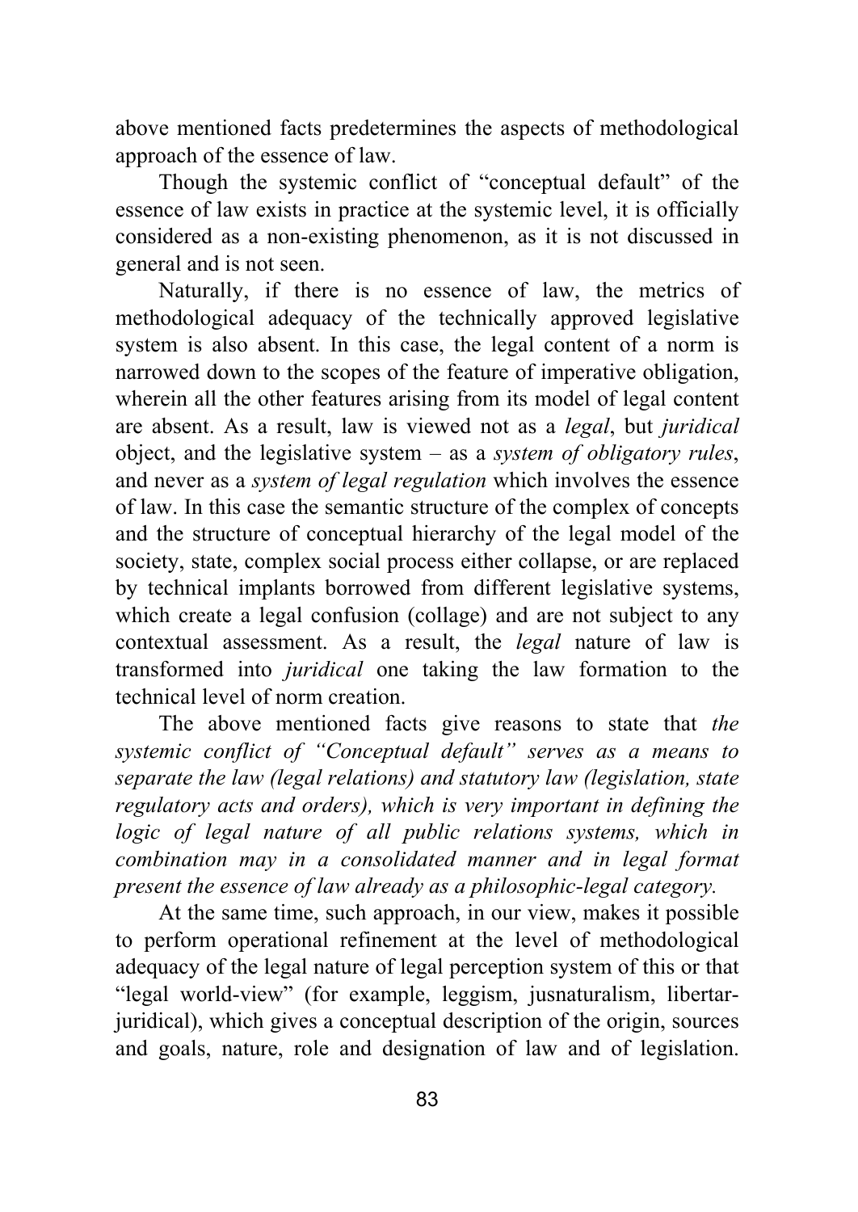above mentioned facts predetermines the aspects of methodological approach of the essence of law.

Though the systemic conflict of "conceptual default" of the essence of law exists in practice at the systemic level, it is officially considered as a non-existing phenomenon, as it is not discussed in general and is not seen.

Naturally, if there is no essence of law, the metrics of methodological adequacy of the technically approved legislative system is also absent. In this case, the legal content of a norm is narrowed down to the scopes of the feature of imperative obligation, wherein all the other features arising from its model of legal content are absent. As a result, law is viewed not as a *legal*, but *juridical* object, and the legislative system – as a *system of obligatory rules*, and never as a *system of legal regulation* which involves the essence of law. In this case the semantic structure of the complex of concepts and the structure of conceptual hierarchy of the legal model of the society, state, complex social process either collapse, or are replaced by technical implants borrowed from different legislative systems, which create a legal confusion (collage) and are not subject to any contextual assessment. As a result, the *legal* nature of law is transformed into *juridical* one taking the law formation to the technical level of norm creation.

The above mentioned facts give reasons to state that *the systemic conflict of "Conceptual default" serves as a means to separate the law (legal relations) and statutory law (legislation, state regulatory acts and orders), which is very important in defining the logic of legal nature of all public relations systems, which in combination may in a consolidated manner and in legal format present the essence of law already as a philosophic-legal category.*

At the same time, such approach, in our view, makes it possible to perform operational refinement at the level of methodological adequacy of the legal nature of legal perception system of this or that "legal world-view" (for example, leggism, jusnaturalism, libertar-juridical), which gives a conceptual description of the origin, sources and goals, nature, role and designation of law and of legislation.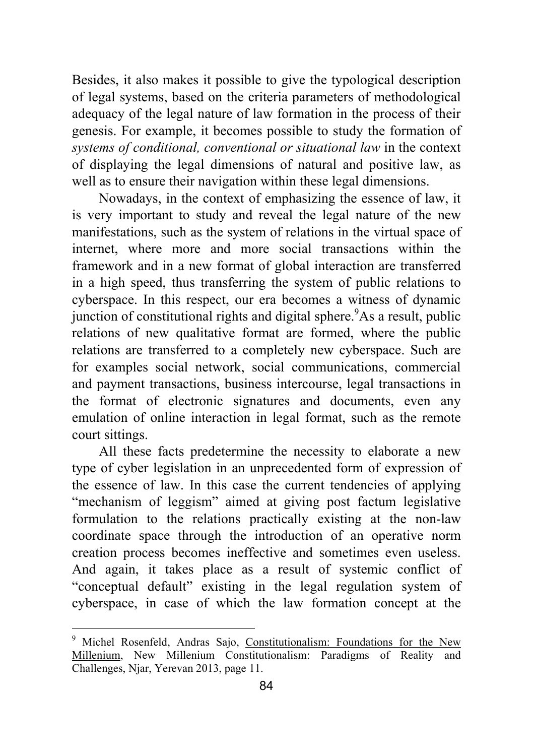Besides, it also makes it possible to give the typological description of legal systems, based on the criteria parameters of methodological adequacy of the legal nature of law formation in the process of their genesis. For example, it becomes possible to study the formation of *systems of conditional, conventional or situational law* in the context of displaying the legal dimensions of natural and positive law, as well as to ensure their navigation within these legal dimensions.

Nowadays, in the context of emphasizing the essence of law, it is very important to study and reveal the legal nature of the new manifestations, such as the system of relations in the virtual space of internet, where more and more social transactions within the framework and in a new format of global interaction are transferred in a high speed, thus transferring the system of public relations to cyberspace. In this respect, our era becomes a witness of dynamic junction of constitutional rights and digital sphere.[9] As a result, public relations of new qualitative format are formed, where the public relations are transferred to a completely new cyberspace. Such are for examples social network, social communications, commercial and payment transactions, business intercourse, legal transactions in the format of electronic signatures and documents, even any emulation of online interaction in legal format, such as the remote court sittings.

All these facts predetermine the necessity to elaborate a new type of cyber legislation in an unprecedented form of expression of the essence of law. In this case the current tendencies of applying "mechanism of leggism" aimed at giving post factum legislative formulation to the relations practically existing at the non-law coordinate space through the introduction of an operative norm creation process becomes ineffective and sometimes even useless. And again, it takes place as a result of systemic conflict of "conceptual default" existing in the legal regulation system of cyberspace, in case of which the law formation concept at the

---

[9] Michel Rosenfeld, Andras Sajo, Constitutionalism: Foundations for the New Millenium, New Millenium Constitutionalism: Paradigms of Reality and Challenges, Njar, Yerevan 2013, page 11.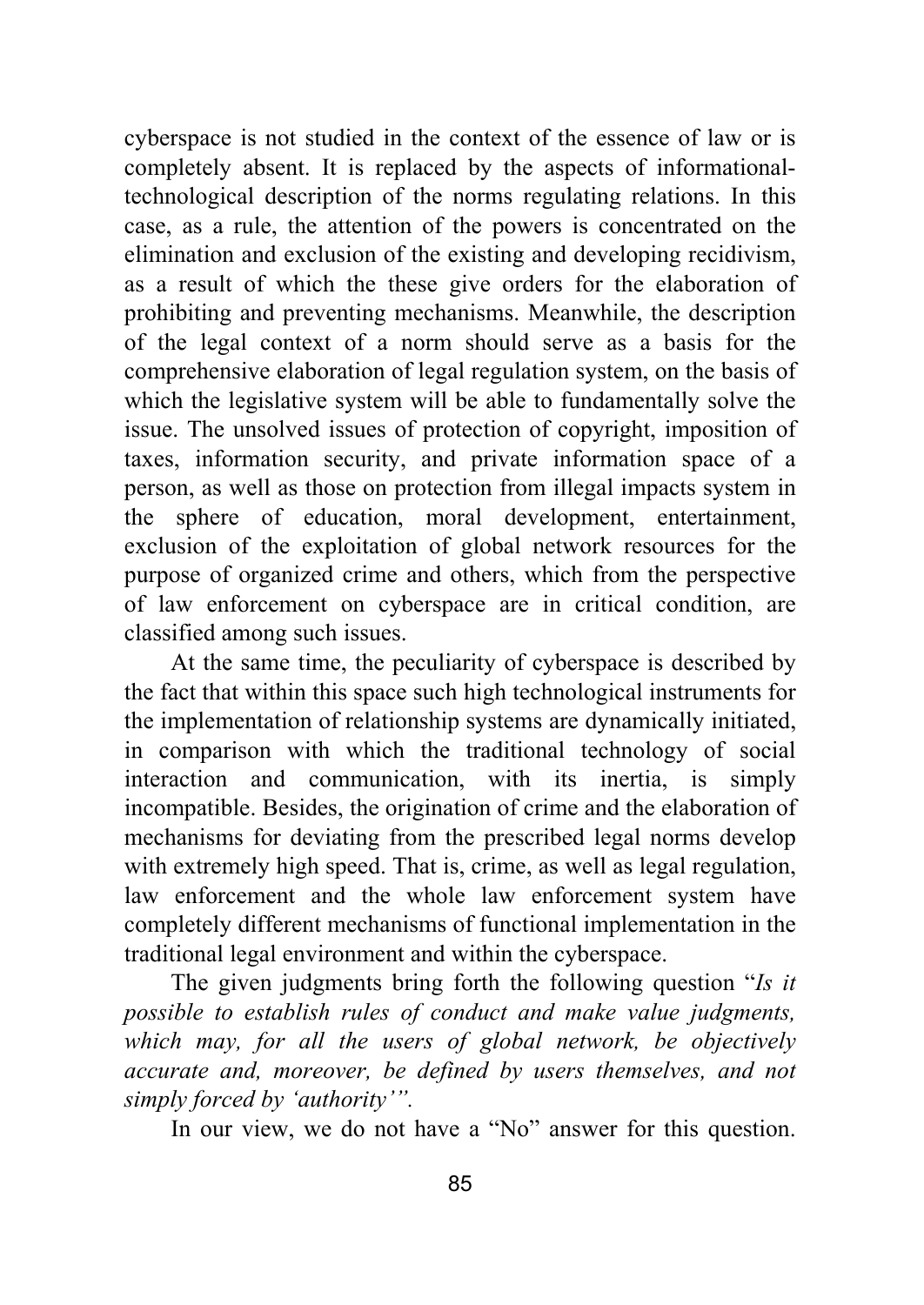cyberspace is not studied in the context of the essence of law or is completely absent. It is replaced by the aspects of informational-technological description of the norms regulating relations. In this case, as a rule, the attention of the powers is concentrated on the elimination and exclusion of the existing and developing recidivism, as a result of which the these give orders for the elaboration of prohibiting and preventing mechanisms. Meanwhile, the description of the legal context of a norm should serve as a basis for the comprehensive elaboration of legal regulation system, on the basis of which the legislative system will be able to fundamentally solve the issue. The unsolved issues of protection of copyright, imposition of taxes, information security, and private information space of a person, as well as those on protection from illegal impacts system in the sphere of education, moral development, entertainment, exclusion of the exploitation of global network resources for the purpose of organized crime and others, which from the perspective of law enforcement on cyberspace are in critical condition, are classified among such issues.

At the same time, the peculiarity of cyberspace is described by the fact that within this space such high technological instruments for the implementation of relationship systems are dynamically initiated, in comparison with which the traditional technology of social interaction and communication, with its inertia, is simply incompatible. Besides, the origination of crime and the elaboration of mechanisms for deviating from the prescribed legal norms develop with extremely high speed. That is, crime, as well as legal regulation, law enforcement and the whole law enforcement system have completely different mechanisms of functional implementation in the traditional legal environment and within the cyberspace.

The given judgments bring forth the following question "*Is it possible to establish rules of conduct and make value judgments, which may, for all the users of global network, be objectively accurate and, moreover, be defined by users themselves, and not simply forced by 'authority'*".

In our view, we do not have a "No" answer for this question.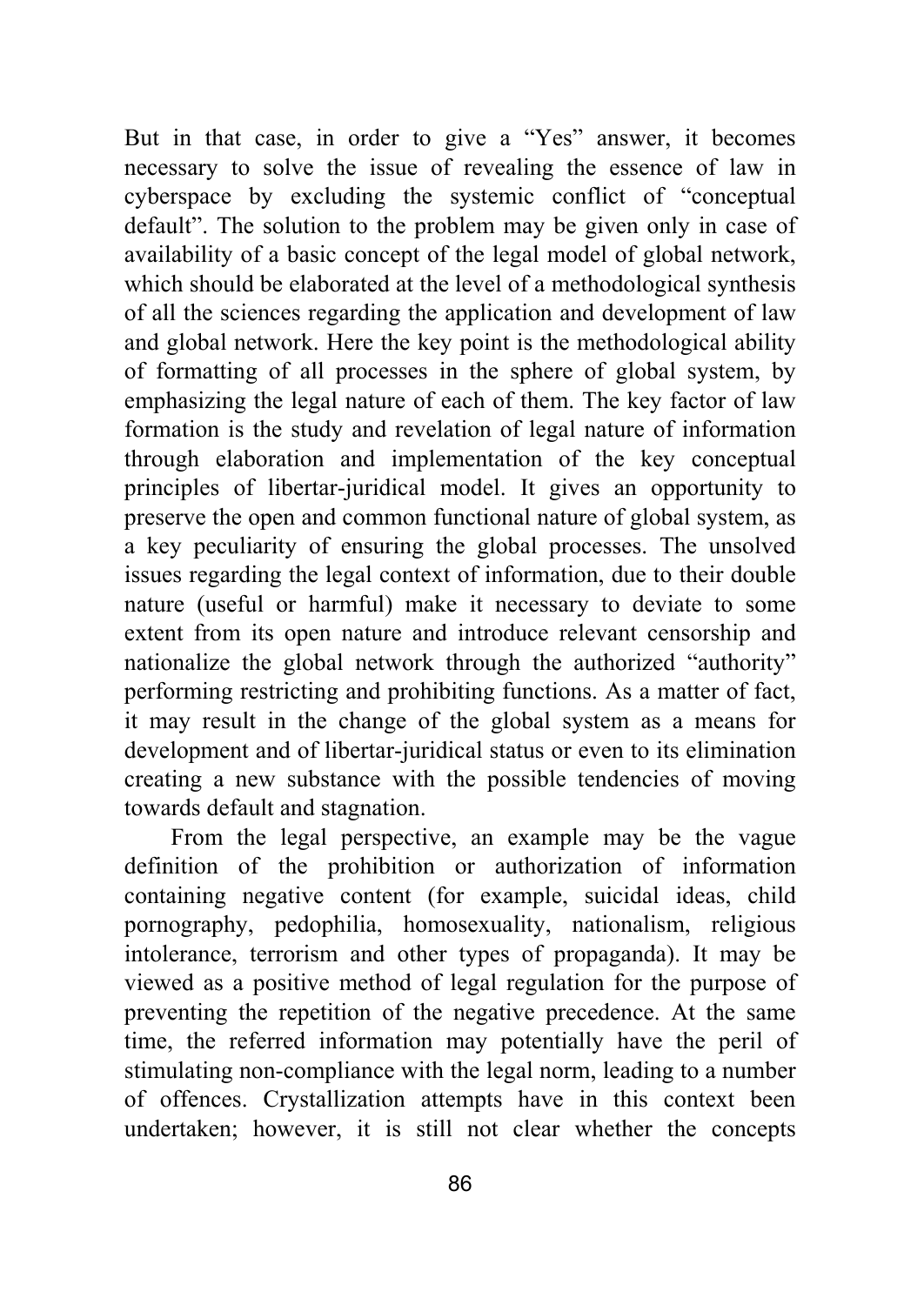But in that case, in order to give a "Yes" answer, it becomes necessary to solve the issue of revealing the essence of law in cyberspace by excluding the systemic conflict of "conceptual default". The solution to the problem may be given only in case of availability of a basic concept of the legal model of global network, which should be elaborated at the level of a methodological synthesis of all the sciences regarding the application and development of law and global network. Here the key point is the methodological ability of formatting of all processes in the sphere of global system, by emphasizing the legal nature of each of them. The key factor of law formation is the study and revelation of legal nature of information through elaboration and implementation of the key conceptual principles of libertar-juridical model. It gives an opportunity to preserve the open and common functional nature of global system, as a key peculiarity of ensuring the global processes. The unsolved issues regarding the legal context of information, due to their double nature (useful or harmful) make it necessary to deviate to some extent from its open nature and introduce relevant censorship and nationalize the global network through the authorized "authority" performing restricting and prohibiting functions. As a matter of fact, it may result in the change of the global system as a means for development and of libertar-juridical status or even to its elimination creating a new substance with the possible tendencies of moving towards default and stagnation.

From the legal perspective, an example may be the vague definition of the prohibition or authorization of information containing negative content (for example, suicidal ideas, child pornography, pedophilia, homosexuality, nationalism, religious intolerance, terrorism and other types of propaganda). It may be viewed as a positive method of legal regulation for the purpose of preventing the repetition of the negative precedence. At the same time, the referred information may potentially have the peril of stimulating non-compliance with the legal norm, leading to a number of offences. Crystallization attempts have in this context been undertaken; however, it is still not clear whether the concepts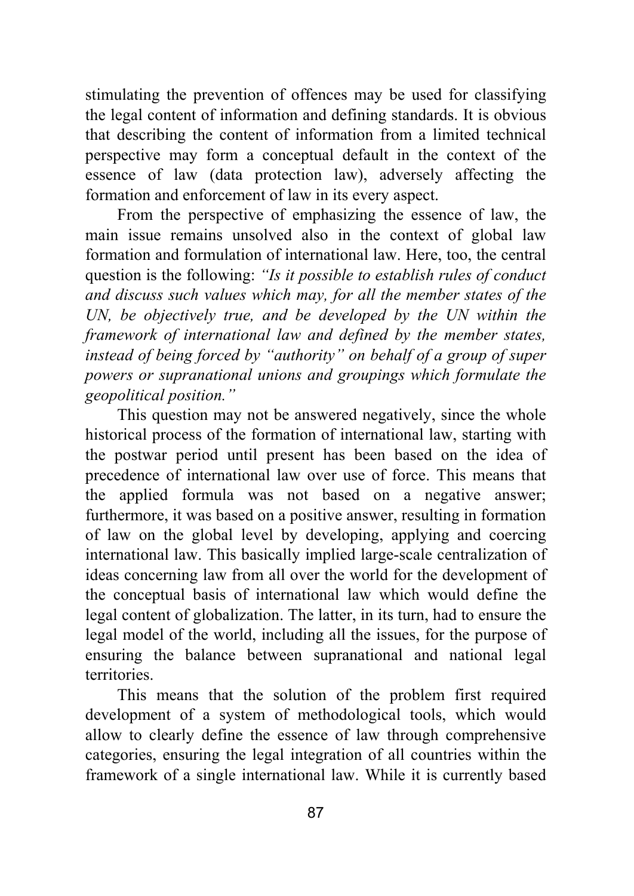stimulating the prevention of offences may be used for classifying the legal content of information and defining standards. It is obvious that describing the content of information from a limited technical perspective may form a conceptual default in the context of the essence of law (data protection law), adversely affecting the formation and enforcement of law in its every aspect.

From the perspective of emphasizing the essence of law, the main issue remains unsolved also in the context of global law formation and formulation of international law. Here, too, the central question is the following: *"Is it possible to establish rules of conduct and discuss such values which may, for all the member states of the UN, be objectively true, and be developed by the UN within the framework of international law and defined by the member states, instead of being forced by "authority" on behalf of a group of super powers or supranational unions and groupings which formulate the geopolitical position."*

This question may not be answered negatively, since the whole historical process of the formation of international law, starting with the postwar period until present has been based on the idea of precedence of international law over use of force. This means that the applied formula was not based on a negative answer; furthermore, it was based on a positive answer, resulting in formation of law on the global level by developing, applying and coercing international law. This basically implied large-scale centralization of ideas concerning law from all over the world for the development of the conceptual basis of international law which would define the legal content of globalization. The latter, in its turn, had to ensure the legal model of the world, including all the issues, for the purpose of ensuring the balance between supranational and national legal territories.

This means that the solution of the problem first required development of a system of methodological tools, which would allow to clearly define the essence of law through comprehensive categories, ensuring the legal integration of all countries within the framework of a single international law. While it is currently based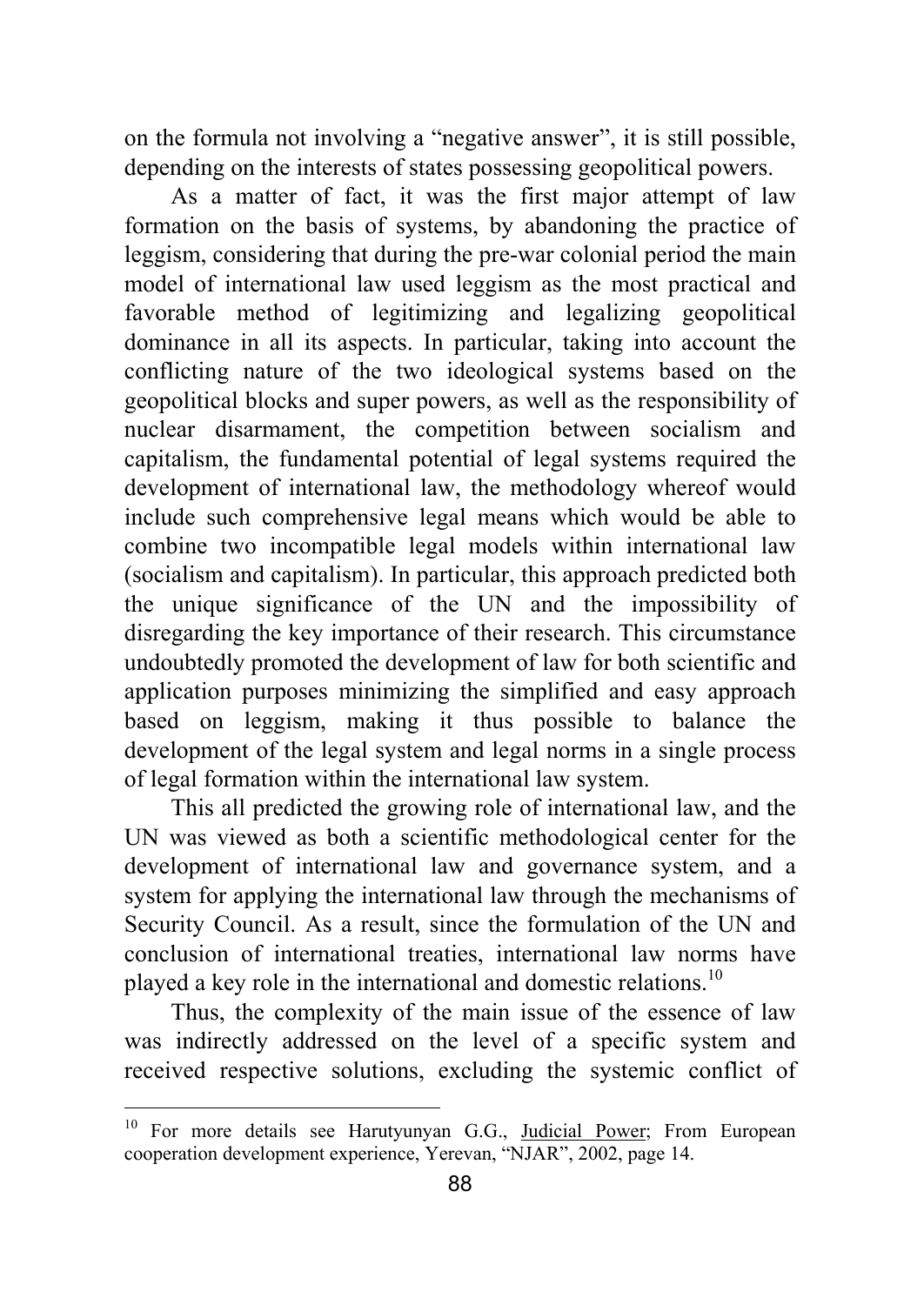on the formula not involving a "negative answer", it is still possible, depending on the interests of states possessing geopolitical powers.

As a matter of fact, it was the first major attempt of law formation on the basis of systems, by abandoning the practice of leggism, considering that during the pre-war colonial period the main model of international law used leggism as the most practical and favorable method of legitimizing and legalizing geopolitical dominance in all its aspects. In particular, taking into account the conflicting nature of the two ideological systems based on the geopolitical blocks and super powers, as well as the responsibility of nuclear disarmament, the competition between socialism and capitalism, the fundamental potential of legal systems required the development of international law, the methodology whereof would include such comprehensive legal means which would be able to combine two incompatible legal models within international law (socialism and capitalism). In particular, this approach predicted both the unique significance of the UN and the impossibility of disregarding the key importance of their research. This circumstance undoubtedly promoted the development of law for both scientific and application purposes minimizing the simplified and easy approach based on leggism, making it thus possible to balance the development of the legal system and legal norms in a single process of legal formation within the international law system.

This all predicted the growing role of international law, and the UN was viewed as both a scientific methodological center for the development of international law and governance system, and a system for applying the international law through the mechanisms of Security Council. As a result, since the formulation of the UN and conclusion of international treaties, international law norms have played a key role in the international and domestic relations.[10]

Thus, the complexity of the main issue of the essence of law was indirectly addressed on the level of a specific system and received respective solutions, excluding the systemic conflict of

---

[10] For more details see Harutyunyan G.G., Judicial Power; From European cooperation development experience, Yerevan, "NJAR", 2002, page 14.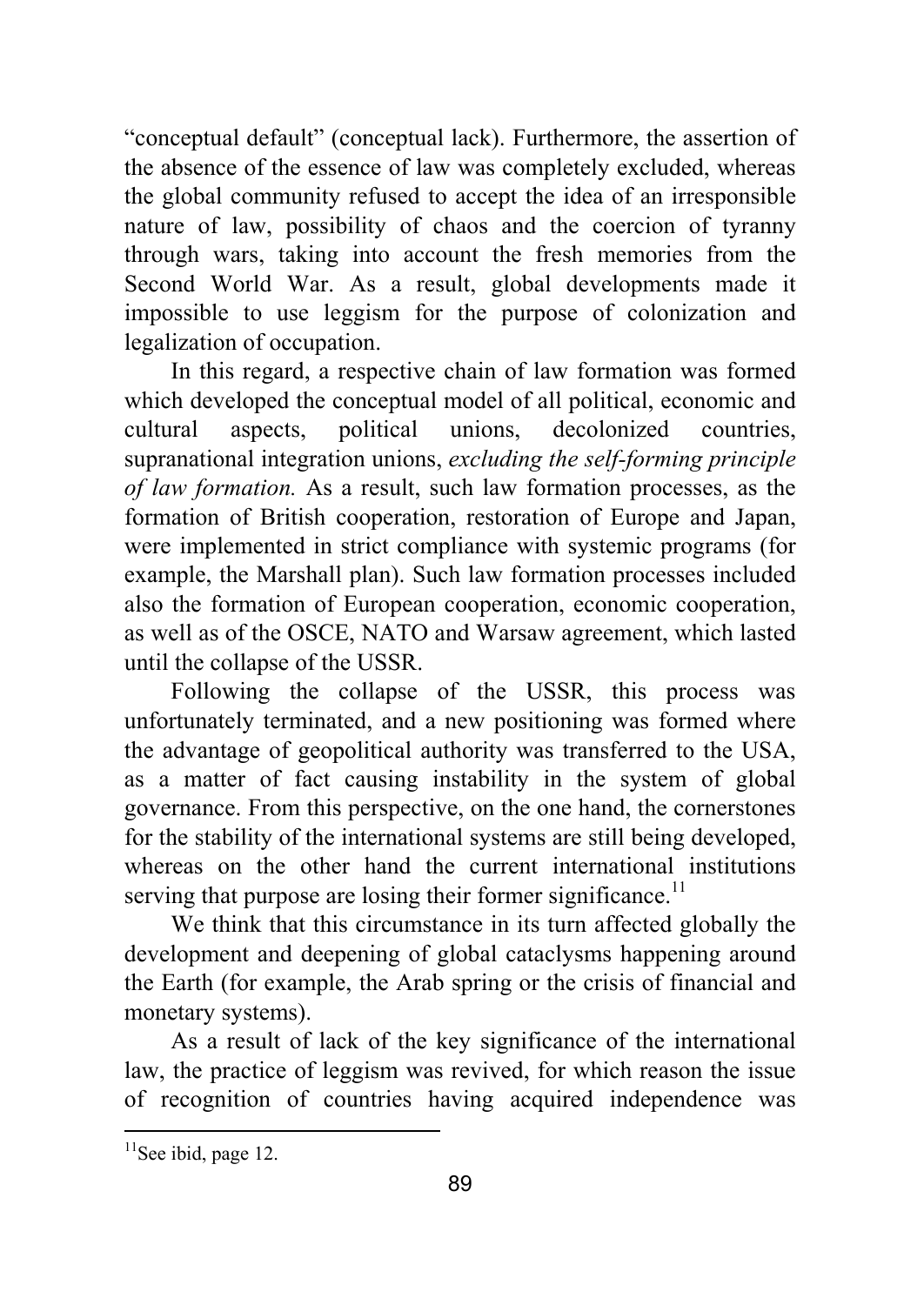"conceptual default" (conceptual lack). Furthermore, the assertion of the absence of the essence of law was completely excluded, whereas the global community refused to accept the idea of an irresponsible nature of law, possibility of chaos and the coercion of tyranny through wars, taking into account the fresh memories from the Second World War. As a result, global developments made it impossible to use leggism for the purpose of colonization and legalization of occupation.

In this regard, a respective chain of law formation was formed which developed the conceptual model of all political, economic and cultural aspects, political unions, decolonized countries, supranational integration unions, *excluding the self-forming principle of law formation.* As a result, such law formation processes, as the formation of British cooperation, restoration of Europe and Japan, were implemented in strict compliance with systemic programs (for example, the Marshall plan). Such law formation processes included also the formation of European cooperation, economic cooperation, as well as of the OSCE, NATO and Warsaw agreement, which lasted until the collapse of the USSR.

Following the collapse of the USSR, this process was unfortunately terminated, and a new positioning was formed where the advantage of geopolitical authority was transferred to the USA, as a matter of fact causing instability in the system of global governance. From this perspective, on the one hand, the cornerstones for the stability of the international systems are still being developed, whereas on the other hand the current international institutions serving that purpose are losing their former significance.[11]

We think that this circumstance in its turn affected globally the development and deepening of global cataclysms happening around the Earth (for example, the Arab spring or the crisis of financial and monetary systems).

As a result of lack of the key significance of the international law, the practice of leggism was revived, for which reason the issue of recognition of countries having acquired independence was

[11] See ibid, page 12.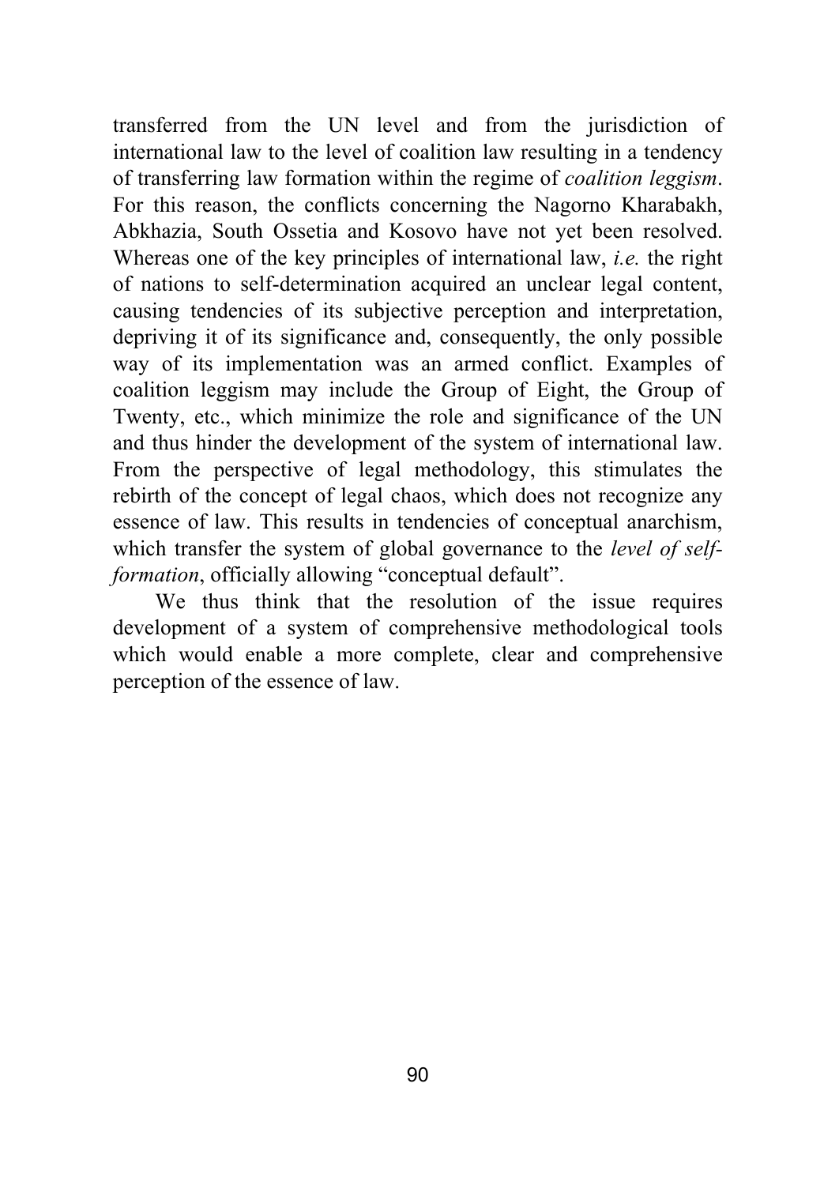transferred from the UN level and from the jurisdiction of international law to the level of coalition law resulting in a tendency of transferring law formation within the regime of *coalition leggism*. For this reason, the conflicts concerning the Nagorno Kharabakh, Abkhazia, South Ossetia and Kosovo have not yet been resolved. Whereas one of the key principles of international law, *i.e.* the right of nations to self-determination acquired an unclear legal content, causing tendencies of its subjective perception and interpretation, depriving it of its significance and, consequently, the only possible way of its implementation was an armed conflict. Examples of coalition leggism may include the Group of Eight, the Group of Twenty, etc., which minimize the role and significance of the UN and thus hinder the development of the system of international law. From the perspective of legal methodology, this stimulates the rebirth of the concept of legal chaos, which does not recognize any essence of law. This results in tendencies of conceptual anarchism, which transfer the system of global governance to the *level of self-formation*, officially allowing "conceptual default".

We thus think that the resolution of the issue requires development of a system of comprehensive methodological tools which would enable a more complete, clear and comprehensive perception of the essence of law.